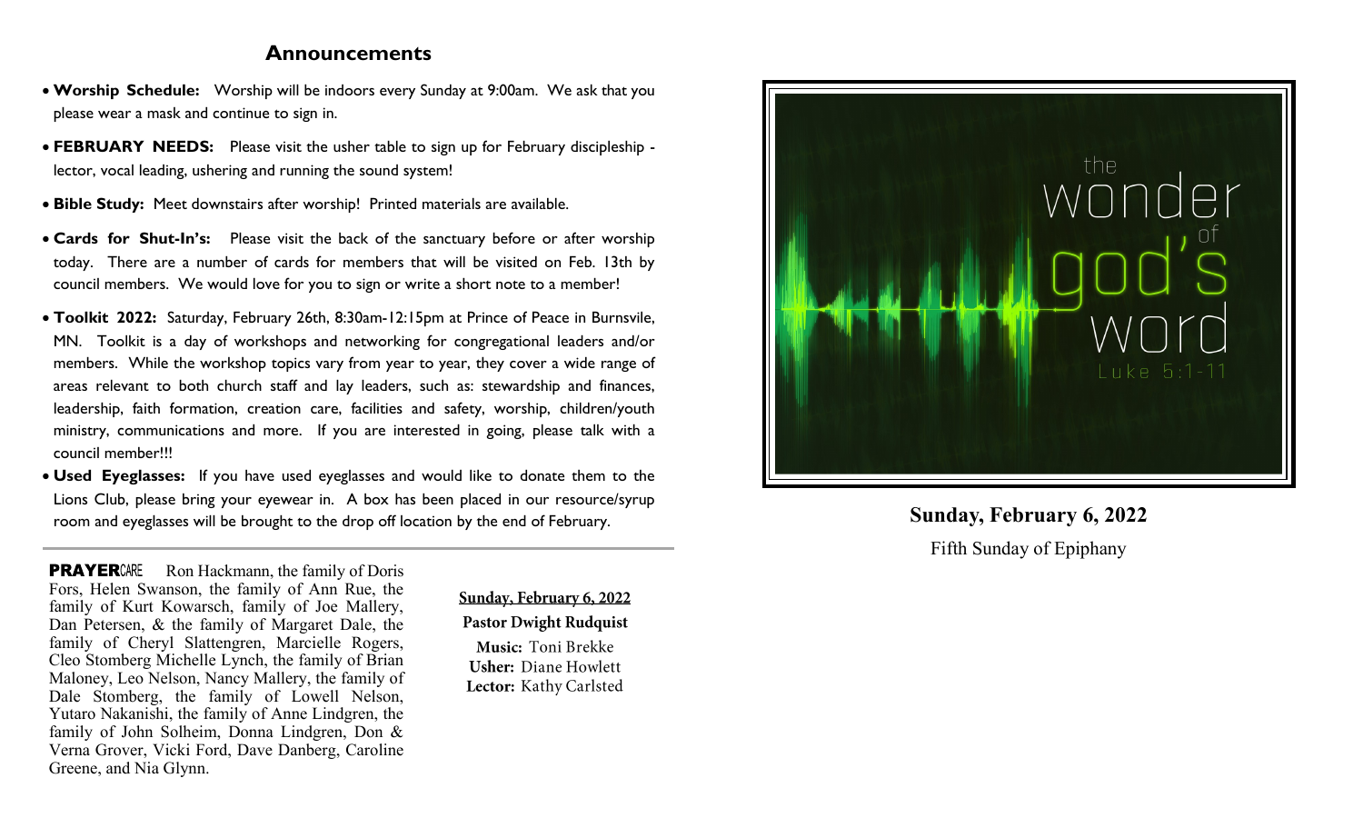## Announcements

- **Worship Schedule:** Worship will be indoors every Sunday at 9:00am. We ask that you please wear a mask and continue to sign in.
- **FEBRUARY NEEDS:** Please visit the usher table to sign up for February discipleship - lector, vocal leading, ushering and running the sound system!
- **Bible Study:** Meet downstairs after worship! Printed materials are available.
- **Cards for Shut-In's:** Please visit the back of the sanctuary before or after worship today. There are a number of cards for members that will be visited on Feb. 13th by council members. We would love for you to sign or write a short note to a member!
- **Toolkit 2022:** Saturday, February 26th, 8:30am-12:15pm at Prince of Peace in Burnsvile, MN. Toolkit is a day of workshops and networking for congregational leaders and/or members. While the workshop topics vary from year to year, they cover a wide range of areas relevant to both church staff and lay leaders, such as: stewardship and finances, leadership, faith formation, creation care, facilities and safety, worship, children/youth ministry, communications and more. If you are interested in going, please talk with a council member!!!
- **Used Eyeglasses:** If you have used eyeglasses and would like to donate them to the Lions Club, please bring your eyewear in. A box has been placed in our resource/syrup room and eyeglasses will be brought to the drop off location by the end of February.

---

**PRAYER**CARE Ron Hackmann, the family of Doris Fors, Helen Swanson, the family of Ann Rue, the family of Kurt Kowarsch, family of Joe Mallery, Dan Petersen, & the family of Margaret Dale, the family of Cheryl Slattengren, Marcielle Rogers, Cleo Stomberg Michelle Lynch, the family of Brian Maloney, Leo Nelson, Nancy Mallery, the family of Dale Stomberg, the family of Lowell Nelson, Yutaro Nakanishi, the family of Anne Lindgren, the family of John Solheim, Donna Lindgren, Don & Verna Grover, Vicki Ford, Dave Danberg, Caroline Greene, and Nia Glynn.

**Sunday, February 6, 2022**

**Pastor Dwight Rudquist**

**Music:** Toni Brekke
**Usher:** Diane Howlett
**Lector:** Kathy Carlsted

the wonder of god's word

Luke 5:1-11

**Sunday, February 6, 2022**

Fifth Sunday of Epiphany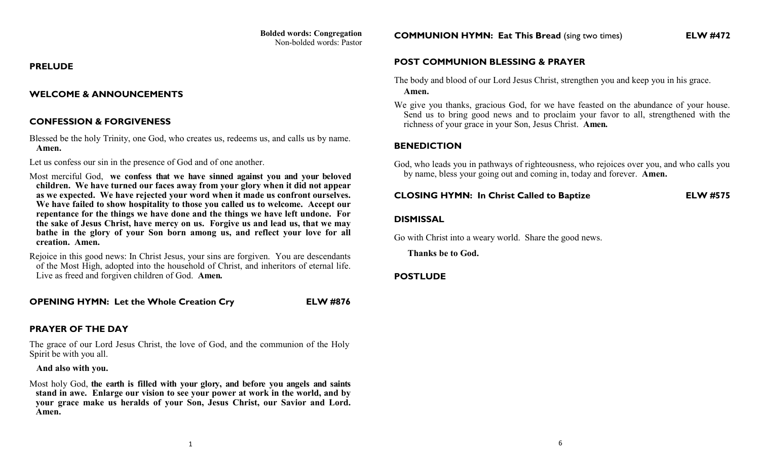**Bolded words: Congregation**
Non-bolded words: Pastor

## PRELUDE

## WELCOME & ANNOUNCEMENTS

## CONFESSION & FORGIVENESS

Blessed be the holy Trinity, one God, who creates us, redeems us, and calls us by name. **Amen.**

Let us confess our sin in the presence of God and of one another.

Most merciful God, **we confess that we have sinned against you and your beloved children. We have turned our faces away from your glory when it did not appear as we expected. We have rejected your word when it made us confront ourselves. We have failed to show hospitality to those you called us to welcome. Accept our repentance for the things we have done and the things we have left undone. For the sake of Jesus Christ, have mercy on us. Forgive us and lead us, that we may bathe in the glory of your Son born among us, and reflect your love for all creation. Amen.**

Rejoice in this good news: In Christ Jesus, your sins are forgiven. You are descendants of the Most High, adopted into the household of Christ, and inheritors of eternal life. Live as freed and forgiven children of God. **Amen.**

## OPENING HYMN: Let the Whole Creation Cry — ELW #876

## PRAYER OF THE DAY

The grace of our Lord Jesus Christ, the love of God, and the communion of the Holy Spirit be with you all.

**And also with you.**

Most holy God, **the earth is filled with your glory, and before you angels and saints stand in awe. Enlarge our vision to see your power at work in the world, and by your grace make us heralds of your Son, Jesus Christ, our Savior and Lord. Amen.**

## COMMUNION HYMN: Eat This Bread (sing two times) — ELW #472

## POST COMMUNION BLESSING & PRAYER

The body and blood of our Lord Jesus Christ, strengthen you and keep you in his grace. **Amen.**

We give you thanks, gracious God, for we have feasted on the abundance of your house. Send us to bring good news and to proclaim your favor to all, strengthened with the richness of your grace in your Son, Jesus Christ. **Amen.**

## BENEDICTION

God, who leads you in pathways of righteousness, who rejoices over you, and who calls you by name, bless your going out and coming in, today and forever. **Amen.**

## CLOSING HYMN: In Christ Called to Baptize — ELW #575

## DISMISSAL

Go with Christ into a weary world. Share the good news.

**Thanks be to God.**

## POSTLUDE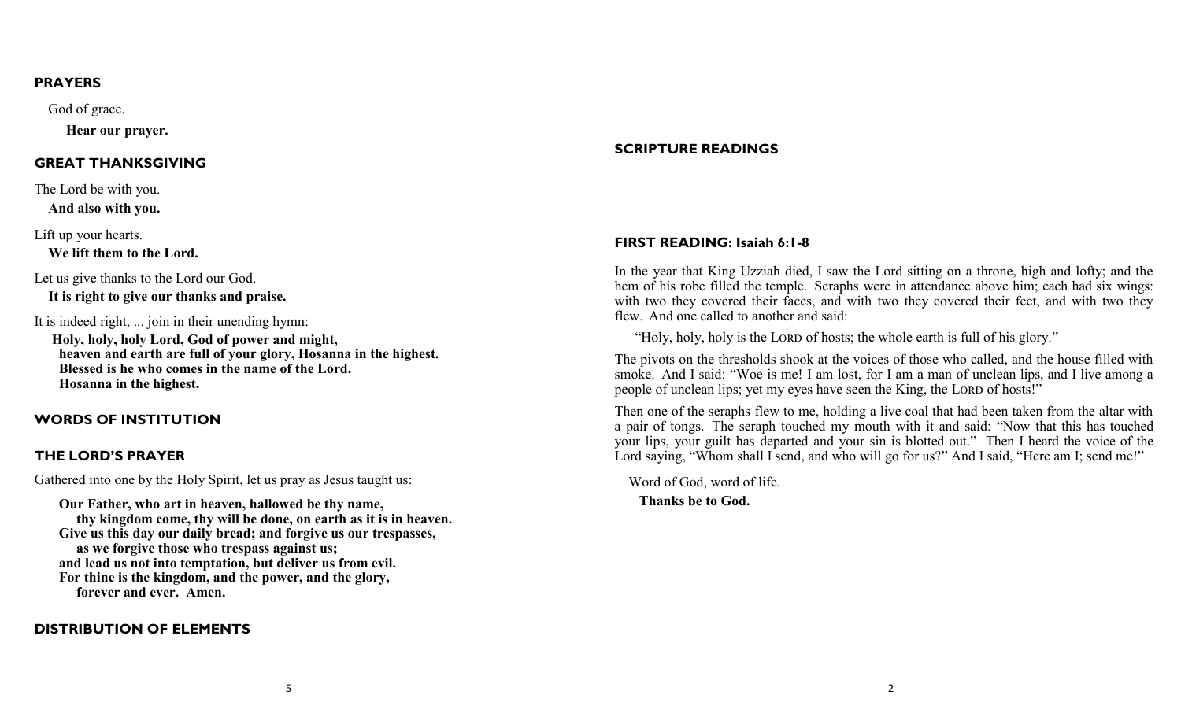## PRAYERS

God of grace.

**Hear our prayer.**

## GREAT THANKSGIVING

The Lord be with you.

**And also with you.**

Lift up your hearts.

**We lift them to the Lord.**

Let us give thanks to the Lord our God.

**It is right to give our thanks and praise.**

It is indeed right, ... join in their unending hymn:

**Holy, holy, holy Lord, God of power and might,**
**heaven and earth are full of your glory, Hosanna in the highest.**
**Blessed is he who comes in the name of the Lord.**
**Hosanna in the highest.**

## WORDS OF INSTITUTION

## THE LORD'S PRAYER

Gathered into one by the Holy Spirit, let us pray as Jesus taught us:

**Our Father, who art in heaven, hallowed be thy name,**
**thy kingdom come, thy will be done, on earth as it is in heaven.**
**Give us this day our daily bread; and forgive us our trespasses,**
**as we forgive those who trespass against us;**
**and lead us not into temptation, but deliver us from evil.**
**For thine is the kingdom, and the power, and the glory,**
**forever and ever. Amen.**

## DISTRIBUTION OF ELEMENTS

## SCRIPTURE READINGS

### FIRST READING: Isaiah 6:1-8

In the year that King Uzziah died, I saw the Lord sitting on a throne, high and lofty; and the hem of his robe filled the temple. Seraphs were in attendance above him; each had six wings: with two they covered their faces, and with two they covered their feet, and with two they flew. And one called to another and said:

"Holy, holy, holy is the LORD of hosts; the whole earth is full of his glory."

The pivots on the thresholds shook at the voices of those who called, and the house filled with smoke. And I said: "Woe is me! I am lost, for I am a man of unclean lips, and I live among a people of unclean lips; yet my eyes have seen the King, the LORD of hosts!"

Then one of the seraphs flew to me, holding a live coal that had been taken from the altar with a pair of tongs. The seraph touched my mouth with it and said: "Now that this has touched your lips, your guilt has departed and your sin is blotted out." Then I heard the voice of the Lord saying, "Whom shall I send, and who will go for us?" And I said, "Here am I; send me!"

Word of God, word of life.

**Thanks be to God.**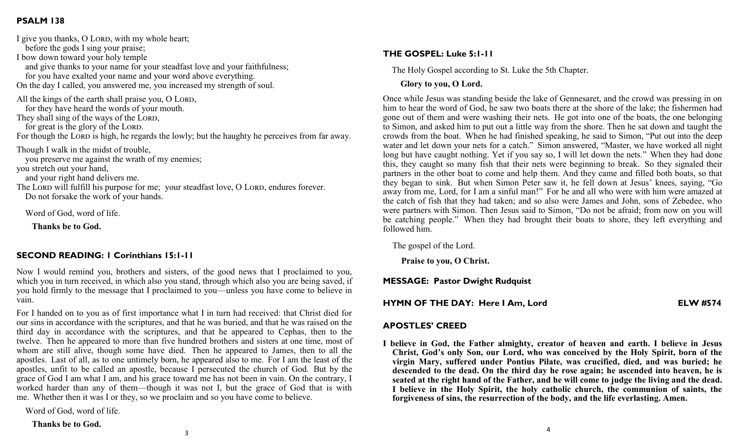## PSALM 138

I give you thanks, O LORD, with my whole heart;
before the gods I sing your praise;
I bow down toward your holy temple
and give thanks to your name for your steadfast love and your faithfulness;
for you have exalted your name and your word above everything.
On the day I called, you answered me, you increased my strength of soul.

All the kings of the earth shall praise you, O LORD,
for they have heard the words of your mouth.
They shall sing of the ways of the LORD,
for great is the glory of the LORD.
For though the LORD is high, he regards the lowly; but the haughty he perceives from far away.

Though I walk in the midst of trouble,
you preserve me against the wrath of my enemies;
you stretch out your hand,
and your right hand delivers me.
The LORD will fulfill his purpose for me; your steadfast love, O LORD, endures forever.
Do not forsake the work of your hands.

Word of God, word of life.

**Thanks be to God.**

## SECOND READING: 1 Corinthians 15:1-11

Now I would remind you, brothers and sisters, of the good news that I proclaimed to you, which you in turn received, in which also you stand, through which also you are being saved, if you hold firmly to the message that I proclaimed to you—unless you have come to believe in vain.

For I handed on to you as of first importance what I in turn had received: that Christ died for our sins in accordance with the scriptures, and that he was buried, and that he was raised on the third day in accordance with the scriptures, and that he appeared to Cephas, then to the twelve. Then he appeared to more than five hundred brothers and sisters at one time, most of whom are still alive, though some have died. Then he appeared to James, then to all the apostles. Last of all, as to one untimely born, he appeared also to me. For I am the least of the apostles, unfit to be called an apostle, because I persecuted the church of God. But by the grace of God I am what I am, and his grace toward me has not been in vain. On the contrary, I worked harder than any of them—though it was not I, but the grace of God that is with me. Whether then it was I or they, so we proclaim and so you have come to believe.

Word of God, word of life.

**Thanks be to God.**

## THE GOSPEL: Luke 5:1-11

The Holy Gospel according to St. Luke the 5th Chapter.

**Glory to you, O Lord.**

Once while Jesus was standing beside the lake of Gennesaret, and the crowd was pressing in on him to hear the word of God, he saw two boats there at the shore of the lake; the fishermen had gone out of them and were washing their nets. He got into one of the boats, the one belonging to Simon, and asked him to put out a little way from the shore. Then he sat down and taught the crowds from the boat. When he had finished speaking, he said to Simon, "Put out into the deep water and let down your nets for a catch." Simon answered, "Master, we have worked all night long but have caught nothing. Yet if you say so, I will let down the nets." When they had done this, they caught so many fish that their nets were beginning to break. So they signaled their partners in the other boat to come and help them. And they came and filled both boats, so that they began to sink. But when Simon Peter saw it, he fell down at Jesus' knees, saying, "Go away from me, Lord, for I am a sinful man!" For he and all who were with him were amazed at the catch of fish that they had taken; and so also were James and John, sons of Zebedee, who were partners with Simon. Then Jesus said to Simon, "Do not be afraid; from now on you will be catching people." When they had brought their boats to shore, they left everything and followed him.

The gospel of the Lord.

**Praise to you, O Christ.**

## MESSAGE: Pastor Dwight Rudquist

## HYMN OF THE DAY: Here I Am, Lord ELW #574

## APOSTLES' CREED

**I believe in God, the Father almighty, creator of heaven and earth. I believe in Jesus Christ, God's only Son, our Lord, who was conceived by the Holy Spirit, born of the virgin Mary, suffered under Pontius Pilate, was crucified, died, and was buried; he descended to the dead. On the third day he rose again; he ascended into heaven, he is seated at the right hand of the Father, and he will come to judge the living and the dead. I believe in the Holy Spirit, the holy catholic church, the communion of saints, the forgiveness of sins, the resurrection of the body, and the life everlasting. Amen.**